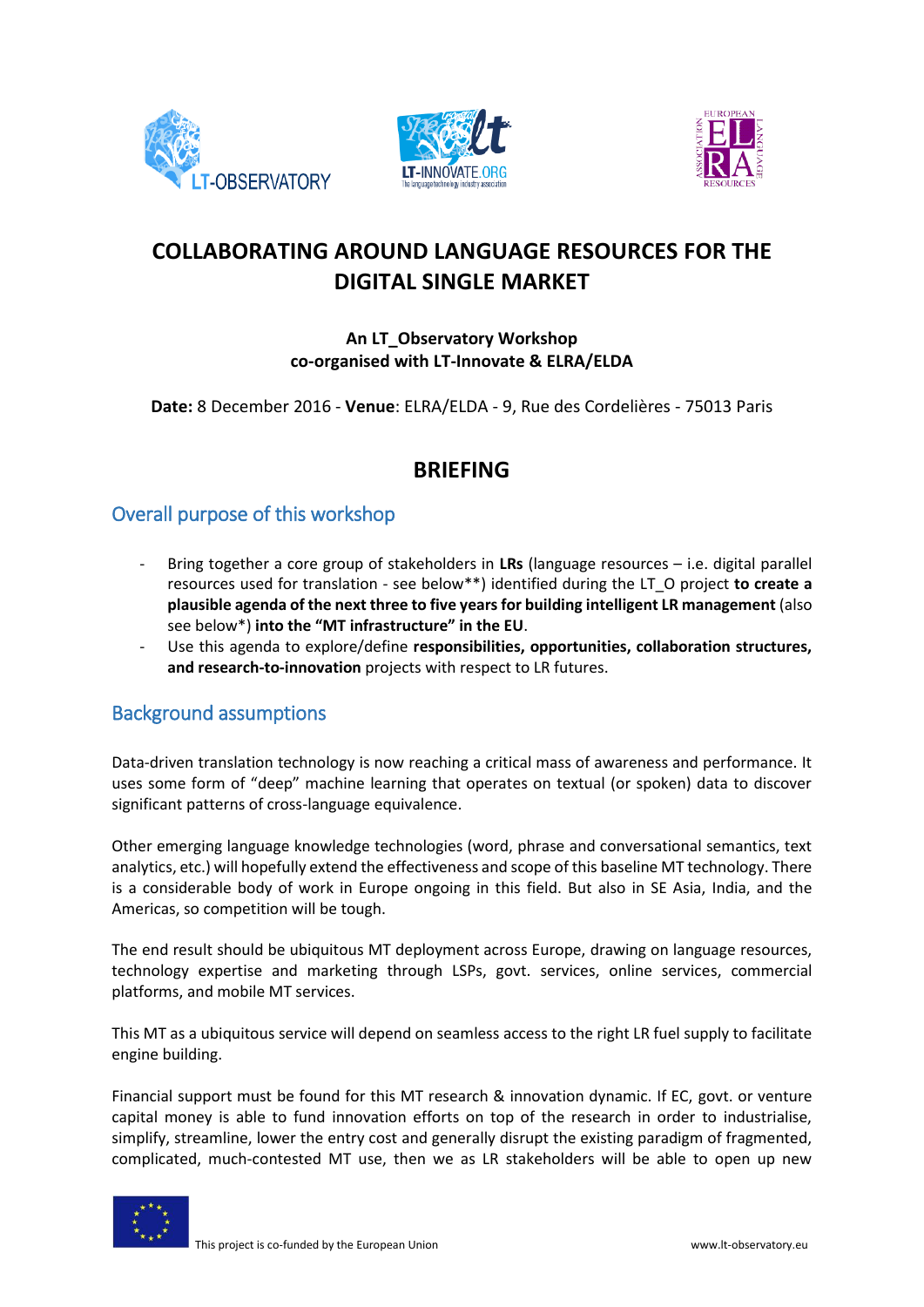# COLLABORATING AROUND LANGUAGE RESOURCES FOR THE DIGITAL SINGLE MARKET

**An LT_Observatory Workshop**
**co-organised with LT-Innovate & ELRA/ELDA**

**Date:** 8 December 2016 - **Venue**: ELRA/ELDA - 9, Rue des Cordelières - 75013 Paris

## BRIEFING

### Overall purpose of this workshop

- Bring together a core group of stakeholders in **LRs** (language resources – i.e. digital parallel resources used for translation - see below**) identified during the LT_O project **to create a plausible agenda of the next three to five years for building intelligent LR management** (also see below*) **into the "MT infrastructure" in the EU**.
- Use this agenda to explore/define **responsibilities, opportunities, collaboration structures, and research-to-innovation** projects with respect to LR futures.

### Background assumptions

Data-driven translation technology is now reaching a critical mass of awareness and performance. It uses some form of "deep" machine learning that operates on textual (or spoken) data to discover significant patterns of cross-language equivalence.

Other emerging language knowledge technologies (word, phrase and conversational semantics, text analytics, etc.) will hopefully extend the effectiveness and scope of this baseline MT technology. There is a considerable body of work in Europe ongoing in this field. But also in SE Asia, India, and the Americas, so competition will be tough.

The end result should be ubiquitous MT deployment across Europe, drawing on language resources, technology expertise and marketing through LSPs, govt. services, online services, commercial platforms, and mobile MT services.

This MT as a ubiquitous service will depend on seamless access to the right LR fuel supply to facilitate engine building.

Financial support must be found for this MT research & innovation dynamic. If EC, govt. or venture capital money is able to fund innovation efforts on top of the research in order to industrialise, simplify, streamline, lower the entry cost and generally disrupt the existing paradigm of fragmented, complicated, much-contested MT use, then we as LR stakeholders will be able to open up new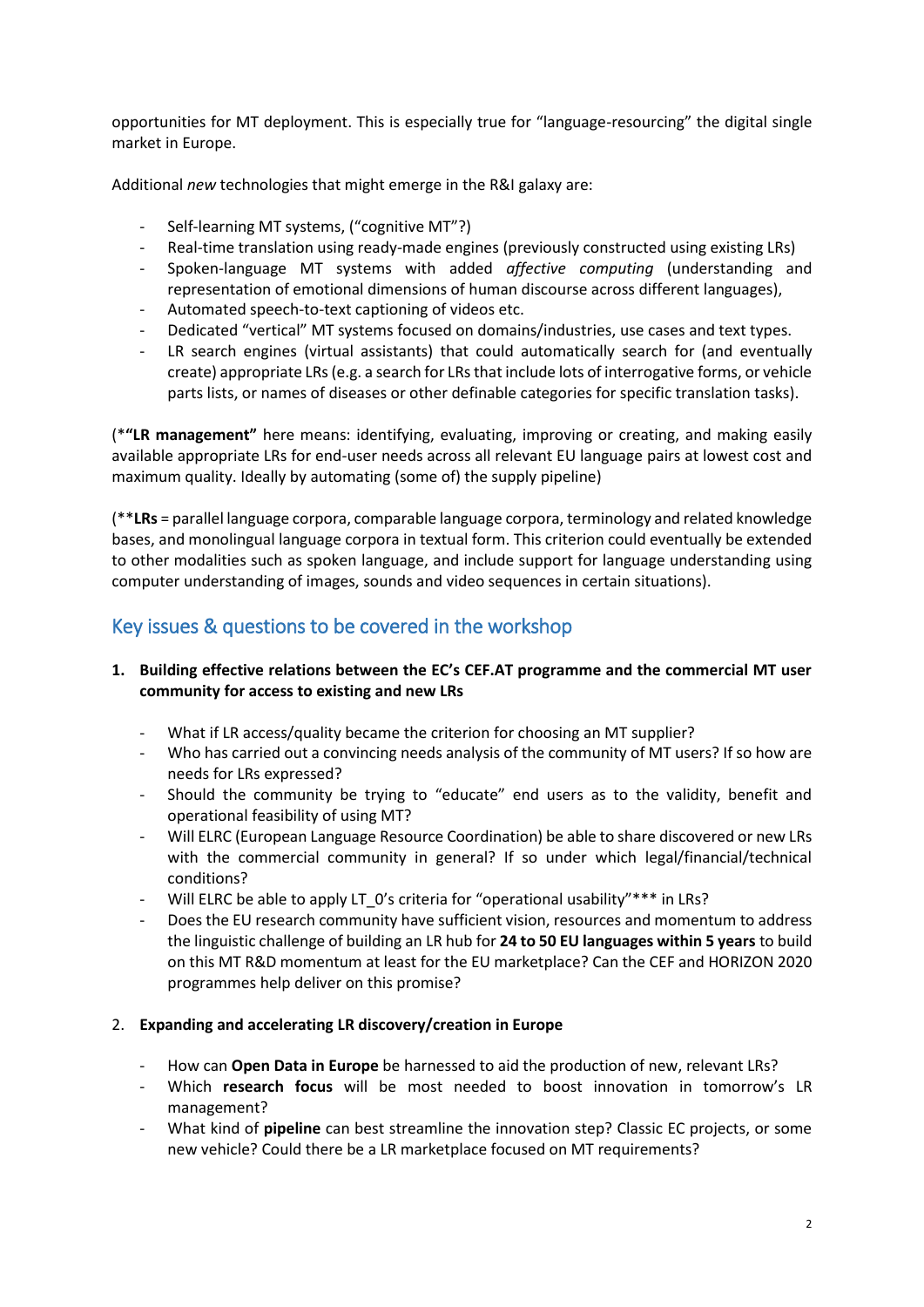opportunities for MT deployment. This is especially true for "language-resourcing" the digital single market in Europe.

Additional *new* technologies that might emerge in the R&I galaxy are:

- Self-learning MT systems, ("cognitive MT"?)
- Real-time translation using ready-made engines (previously constructed using existing LRs)
- Spoken-language MT systems with added *affective computing* (understanding and representation of emotional dimensions of human discourse across different languages),
- Automated speech-to-text captioning of videos etc.
- Dedicated "vertical" MT systems focused on domains/industries, use cases and text types.
- LR search engines (virtual assistants) that could automatically search for (and eventually create) appropriate LRs (e.g. a search for LRs that include lots of interrogative forms, or vehicle parts lists, or names of diseases or other definable categories for specific translation tasks).

(***"LR management"** here means: identifying, evaluating, improving or creating, and making easily available appropriate LRs for end-user needs across all relevant EU language pairs at lowest cost and maximum quality. Ideally by automating (some of) the supply pipeline)

(****LRs** = parallel language corpora, comparable language corpora, terminology and related knowledge bases, and monolingual language corpora in textual form. This criterion could eventually be extended to other modalities such as spoken language, and include support for language understanding using computer understanding of images, sounds and video sequences in certain situations).

## Key issues & questions to be covered in the workshop

1. **Building effective relations between the EC's CEF.AT programme and the commercial MT user community for access to existing and new LRs**

   - What if LR access/quality became the criterion for choosing an MT supplier?
   - Who has carried out a convincing needs analysis of the community of MT users? If so how are needs for LRs expressed?
   - Should the community be trying to "educate" end users as to the validity, benefit and operational feasibility of using MT?
   - Will ELRC (European Language Resource Coordination) be able to share discovered or new LRs with the commercial community in general? If so under which legal/financial/technical conditions?
   - Will ELRC be able to apply LT_0's criteria for "operational usability"*** in LRs?
   - Does the EU research community have sufficient vision, resources and momentum to address the linguistic challenge of building an LR hub for **24 to 50 EU languages within 5 years** to build on this MT R&D momentum at least for the EU marketplace? Can the CEF and HORIZON 2020 programmes help deliver on this promise?

2. **Expanding and accelerating LR discovery/creation in Europe**

   - How can **Open Data in Europe** be harnessed to aid the production of new, relevant LRs?
   - Which **research focus** will be most needed to boost innovation in tomorrow's LR management?
   - What kind of **pipeline** can best streamline the innovation step? Classic EC projects, or some new vehicle? Could there be a LR marketplace focused on MT requirements?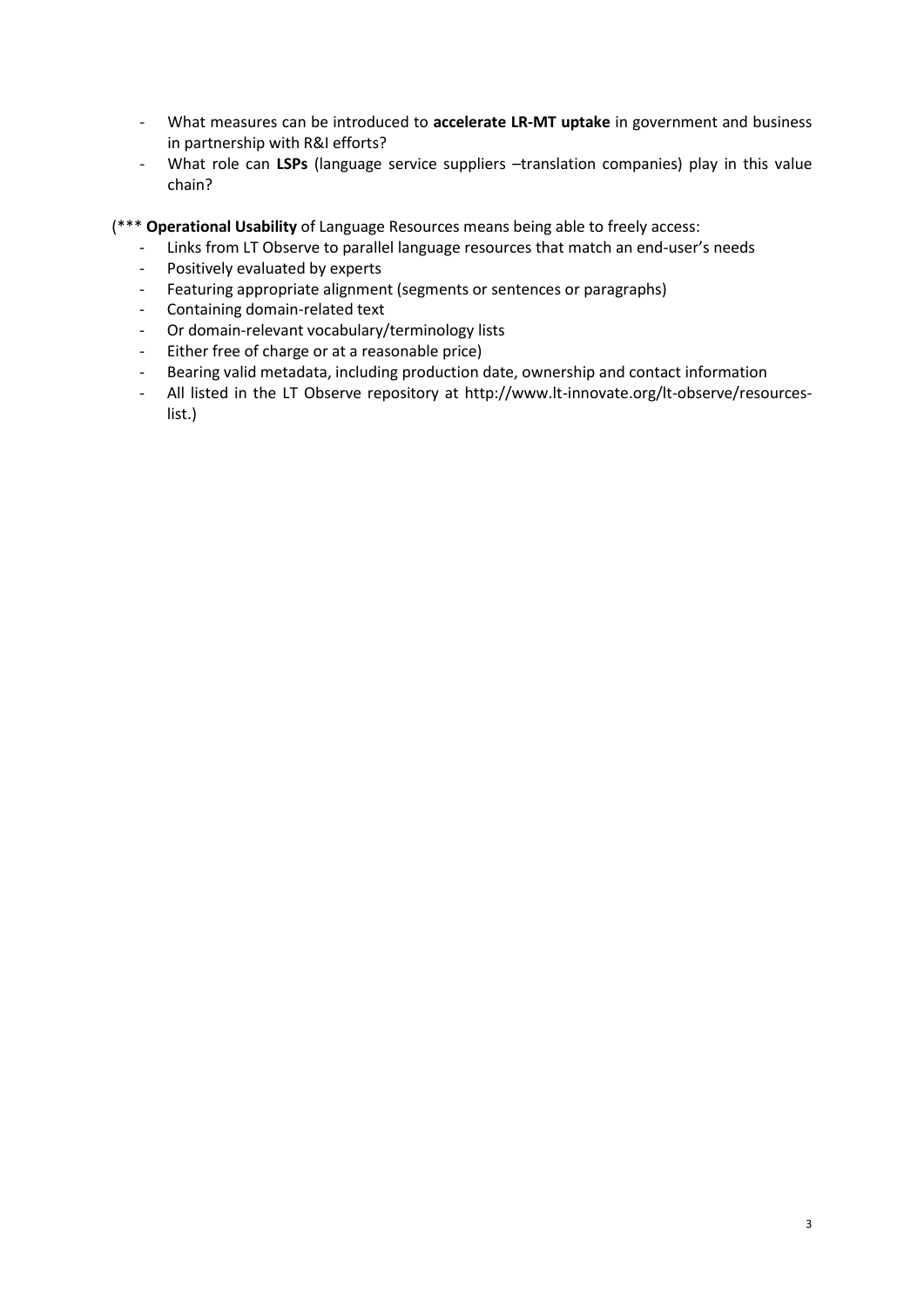- What measures can be introduced to **accelerate LR-MT uptake** in government and business in partnership with R&I efforts?
- What role can **LSPs** (language service suppliers –translation companies) play in this value chain?

(*** **Operational Usability** of Language Resources means being able to freely access:

- Links from LT Observe to parallel language resources that match an end-user's needs
- Positively evaluated by experts
- Featuring appropriate alignment (segments or sentences or paragraphs)
- Containing domain-related text
- Or domain-relevant vocabulary/terminology lists
- Either free of charge or at a reasonable price)
- Bearing valid metadata, including production date, ownership and contact information
- All listed in the LT Observe repository at http://www.lt-innovate.org/lt-observe/resources-list.)